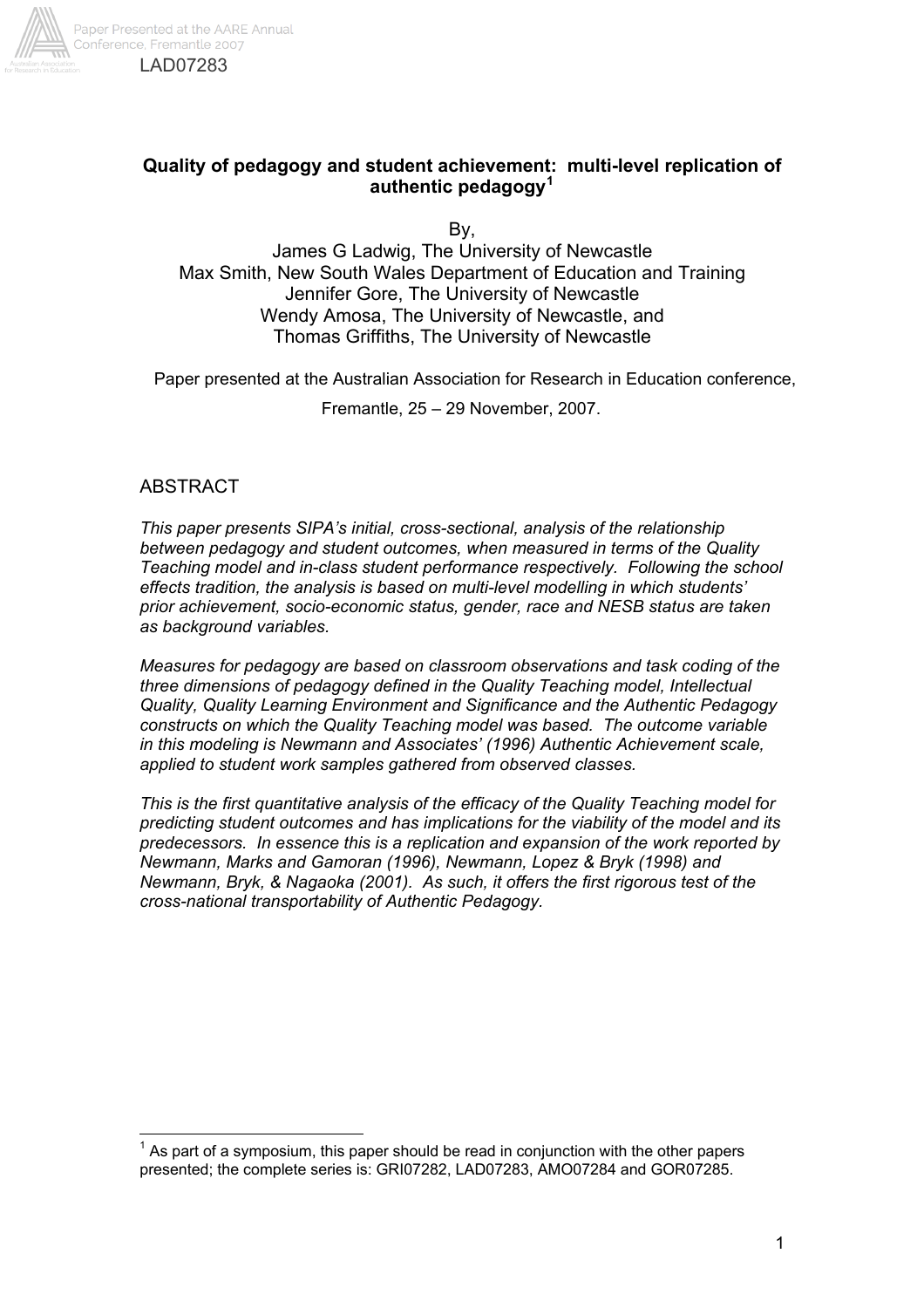LAD07283

# Quality of pedagogy and student achievement: multi-level replication of authentic pedagogy[1]

By,

James G Ladwig, The University of Newcastle
Max Smith, New South Wales Department of Education and Training
Jennifer Gore, The University of Newcastle
Wendy Amosa, The University of Newcastle, and
Thomas Griffiths, The University of Newcastle

Paper presented at the Australian Association for Research in Education conference, Fremantle, 25 – 29 November, 2007.

## ABSTRACT

*This paper presents SIPA's initial, cross-sectional, analysis of the relationship between pedagogy and student outcomes, when measured in terms of the Quality Teaching model and in-class student performance respectively. Following the school effects tradition, the analysis is based on multi-level modelling in which students' prior achievement, socio-economic status, gender, race and NESB status are taken as background variables.*

*Measures for pedagogy are based on classroom observations and task coding of the three dimensions of pedagogy defined in the Quality Teaching model, Intellectual Quality, Quality Learning Environment and Significance and the Authentic Pedagogy constructs on which the Quality Teaching model was based. The outcome variable in this modeling is Newmann and Associates' (1996) Authentic Achievement scale, applied to student work samples gathered from observed classes.*

*This is the first quantitative analysis of the efficacy of the Quality Teaching model for predicting student outcomes and has implications for the viability of the model and its predecessors. In essence this is a replication and expansion of the work reported by Newmann, Marks and Gamoran (1996), Newmann, Lopez & Bryk (1998) and Newmann, Bryk, & Nagaoka (2001). As such, it offers the first rigorous test of the cross-national transportability of Authentic Pedagogy.*

---

[1] As part of a symposium, this paper should be read in conjunction with the other papers presented; the complete series is: GRI07282, LAD07283, AMO07284 and GOR07285.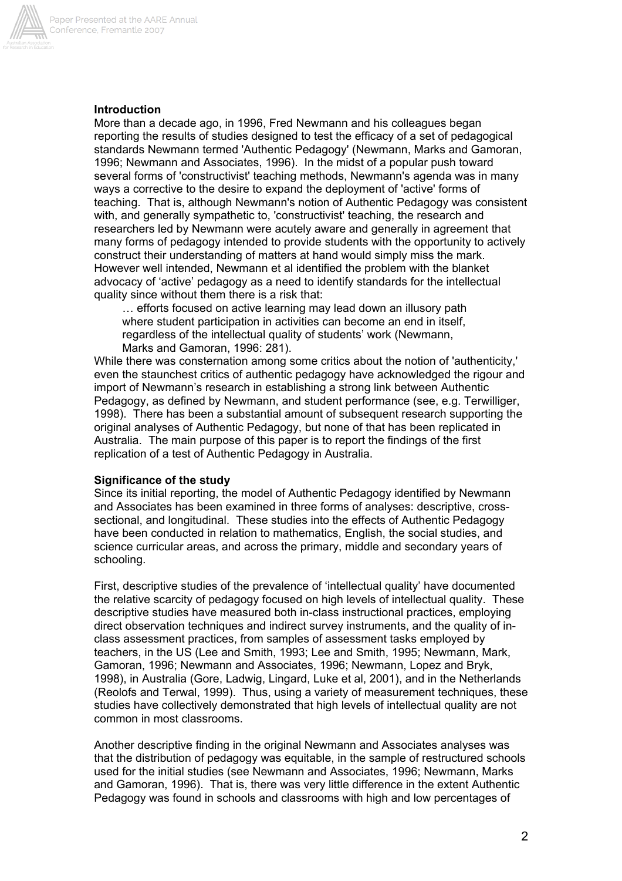**Introduction**

More than a decade ago, in 1996, Fred Newmann and his colleagues began reporting the results of studies designed to test the efficacy of a set of pedagogical standards Newmann termed 'Authentic Pedagogy' (Newmann, Marks and Gamoran, 1996; Newmann and Associates, 1996). In the midst of a popular push toward several forms of 'constructivist' teaching methods, Newmann's agenda was in many ways a corrective to the desire to expand the deployment of 'active' forms of teaching. That is, although Newmann's notion of Authentic Pedagogy was consistent with, and generally sympathetic to, 'constructivist' teaching, the research and researchers led by Newmann were acutely aware and generally in agreement that many forms of pedagogy intended to provide students with the opportunity to actively construct their understanding of matters at hand would simply miss the mark. However well intended, Newmann et al identified the problem with the blanket advocacy of 'active' pedagogy as a need to identify standards for the intellectual quality since without them there is a risk that:

> … efforts focused on active learning may lead down an illusory path where student participation in activities can become an end in itself, regardless of the intellectual quality of students' work (Newmann, Marks and Gamoran, 1996: 281).

While there was consternation among some critics about the notion of 'authenticity,' even the staunchest critics of authentic pedagogy have acknowledged the rigour and import of Newmann's research in establishing a strong link between Authentic Pedagogy, as defined by Newmann, and student performance (see, e.g. Terwilliger, 1998). There has been a substantial amount of subsequent research supporting the original analyses of Authentic Pedagogy, but none of that has been replicated in Australia. The main purpose of this paper is to report the findings of the first replication of a test of Authentic Pedagogy in Australia.

**Significance of the study**

Since its initial reporting, the model of Authentic Pedagogy identified by Newmann and Associates has been examined in three forms of analyses: descriptive, cross-sectional, and longitudinal. These studies into the effects of Authentic Pedagogy have been conducted in relation to mathematics, English, the social studies, and science curricular areas, and across the primary, middle and secondary years of schooling.

First, descriptive studies of the prevalence of 'intellectual quality' have documented the relative scarcity of pedagogy focused on high levels of intellectual quality. These descriptive studies have measured both in-class instructional practices, employing direct observation techniques and indirect survey instruments, and the quality of in-class assessment practices, from samples of assessment tasks employed by teachers, in the US (Lee and Smith, 1993; Lee and Smith, 1995; Newmann, Mark, Gamoran, 1996; Newmann and Associates, 1996; Newmann, Lopez and Bryk, 1998), in Australia (Gore, Ladwig, Lingard, Luke et al, 2001), and in the Netherlands (Reolofs and Terwal, 1999). Thus, using a variety of measurement techniques, these studies have collectively demonstrated that high levels of intellectual quality are not common in most classrooms.

Another descriptive finding in the original Newmann and Associates analyses was that the distribution of pedagogy was equitable, in the sample of restructured schools used for the initial studies (see Newmann and Associates, 1996; Newmann, Marks and Gamoran, 1996). That is, there was very little difference in the extent Authentic Pedagogy was found in schools and classrooms with high and low percentages of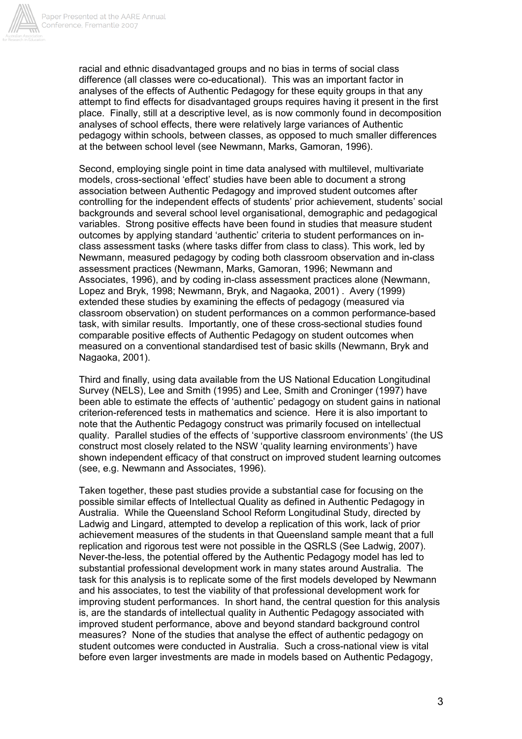racial and ethnic disadvantaged groups and no bias in terms of social class difference (all classes were co-educational). This was an important factor in analyses of the effects of Authentic Pedagogy for these equity groups in that any attempt to find effects for disadvantaged groups requires having it present in the first place. Finally, still at a descriptive level, as is now commonly found in decomposition analyses of school effects, there were relatively large variances of Authentic pedagogy within schools, between classes, as opposed to much smaller differences at the between school level (see Newmann, Marks, Gamoran, 1996).

Second, employing single point in time data analysed with multilevel, multivariate models, cross-sectional 'effect' studies have been able to document a strong association between Authentic Pedagogy and improved student outcomes after controlling for the independent effects of students' prior achievement, students' social backgrounds and several school level organisational, demographic and pedagogical variables. Strong positive effects have been found in studies that measure student outcomes by applying standard 'authentic' criteria to student performances on in-class assessment tasks (where tasks differ from class to class). This work, led by Newmann, measured pedagogy by coding both classroom observation and in-class assessment practices (Newmann, Marks, Gamoran, 1996; Newmann and Associates, 1996), and by coding in-class assessment practices alone (Newmann, Lopez and Bryk, 1998; Newmann, Bryk, and Nagaoka, 2001) . Avery (1999) extended these studies by examining the effects of pedagogy (measured via classroom observation) on student performances on a common performance-based task, with similar results. Importantly, one of these cross-sectional studies found comparable positive effects of Authentic Pedagogy on student outcomes when measured on a conventional standardised test of basic skills (Newmann, Bryk and Nagaoka, 2001).

Third and finally, using data available from the US National Education Longitudinal Survey (NELS), Lee and Smith (1995) and Lee, Smith and Croninger (1997) have been able to estimate the effects of 'authentic' pedagogy on student gains in national criterion-referenced tests in mathematics and science. Here it is also important to note that the Authentic Pedagogy construct was primarily focused on intellectual quality. Parallel studies of the effects of 'supportive classroom environments' (the US construct most closely related to the NSW 'quality learning environments') have shown independent efficacy of that construct on improved student learning outcomes (see, e.g. Newmann and Associates, 1996).

Taken together, these past studies provide a substantial case for focusing on the possible similar effects of Intellectual Quality as defined in Authentic Pedagogy in Australia. While the Queensland School Reform Longitudinal Study, directed by Ladwig and Lingard, attempted to develop a replication of this work, lack of prior achievement measures of the students in that Queensland sample meant that a full replication and rigorous test were not possible in the QSRLS (See Ladwig, 2007). Never-the-less, the potential offered by the Authentic Pedagogy model has led to substantial professional development work in many states around Australia. The task for this analysis is to replicate some of the first models developed by Newmann and his associates, to test the viability of that professional development work for improving student performances. In short hand, the central question for this analysis is, are the standards of intellectual quality in Authentic Pedagogy associated with improved student performance, above and beyond standard background control measures? None of the studies that analyse the effect of authentic pedagogy on student outcomes were conducted in Australia. Such a cross-national view is vital before even larger investments are made in models based on Authentic Pedagogy,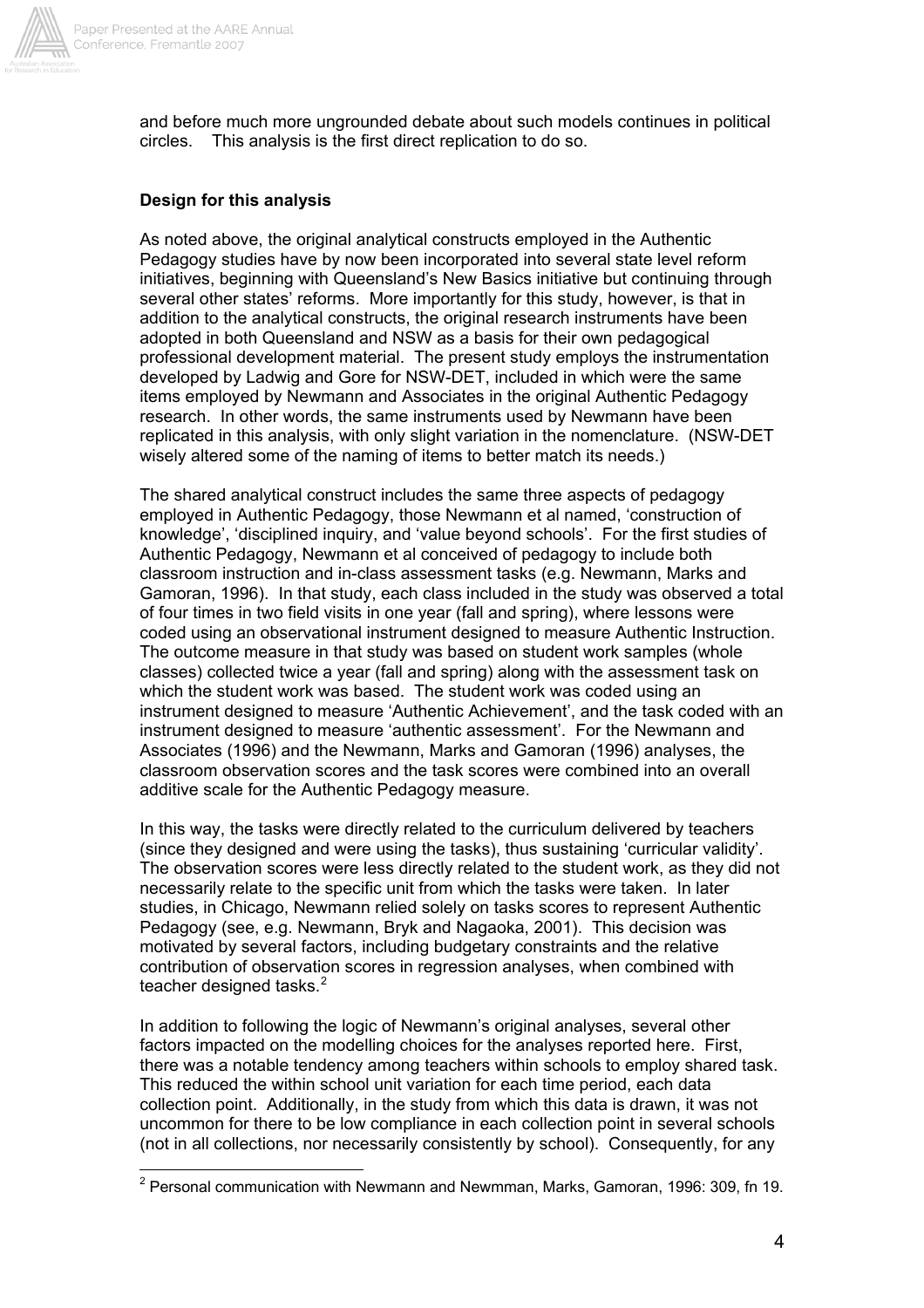and before much more ungrounded debate about such models continues in political circles.   This analysis is the first direct replication to do so.

**Design for this analysis**

As noted above, the original analytical constructs employed in the Authentic Pedagogy studies have by now been incorporated into several state level reform initiatives, beginning with Queensland's New Basics initiative but continuing through several other states' reforms. More importantly for this study, however, is that in addition to the analytical constructs, the original research instruments have been adopted in both Queensland and NSW as a basis for their own pedagogical professional development material. The present study employs the instrumentation developed by Ladwig and Gore for NSW-DET, included in which were the same items employed by Newmann and Associates in the original Authentic Pedagogy research. In other words, the same instruments used by Newmann have been replicated in this analysis, with only slight variation in the nomenclature. (NSW-DET wisely altered some of the naming of items to better match its needs.)

The shared analytical construct includes the same three aspects of pedagogy employed in Authentic Pedagogy, those Newmann et al named, 'construction of knowledge', 'disciplined inquiry, and 'value beyond schools'. For the first studies of Authentic Pedagogy, Newmann et al conceived of pedagogy to include both classroom instruction and in-class assessment tasks (e.g. Newmann, Marks and Gamoran, 1996). In that study, each class included in the study was observed a total of four times in two field visits in one year (fall and spring), where lessons were coded using an observational instrument designed to measure Authentic Instruction. The outcome measure in that study was based on student work samples (whole classes) collected twice a year (fall and spring) along with the assessment task on which the student work was based. The student work was coded using an instrument designed to measure 'Authentic Achievement', and the task coded with an instrument designed to measure 'authentic assessment'. For the Newmann and Associates (1996) and the Newmann, Marks and Gamoran (1996) analyses, the classroom observation scores and the task scores were combined into an overall additive scale for the Authentic Pedagogy measure.

In this way, the tasks were directly related to the curriculum delivered by teachers (since they designed and were using the tasks), thus sustaining 'curricular validity'. The observation scores were less directly related to the student work, as they did not necessarily relate to the specific unit from which the tasks were taken. In later studies, in Chicago, Newmann relied solely on tasks scores to represent Authentic Pedagogy (see, e.g. Newmann, Bryk and Nagaoka, 2001). This decision was motivated by several factors, including budgetary constraints and the relative contribution of observation scores in regression analyses, when combined with teacher designed tasks.[2]

In addition to following the logic of Newmann's original analyses, several other factors impacted on the modelling choices for the analyses reported here. First, there was a notable tendency among teachers within schools to employ shared task. This reduced the within school unit variation for each time period, each data collection point. Additionally, in the study from which this data is drawn, it was not uncommon for there to be low compliance in each collection point in several schools (not in all collections, nor necessarily consistently by school). Consequently, for any

[2] Personal communication with Newmann and Newmman, Marks, Gamoran, 1996: 309, fn 19.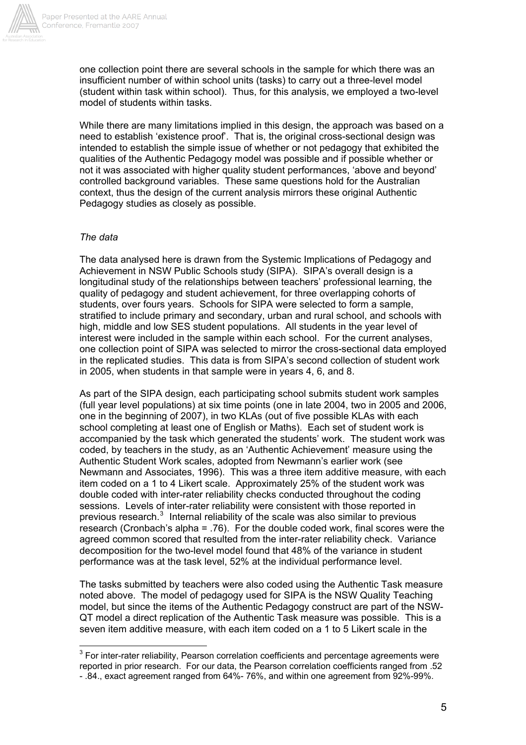one collection point there are several schools in the sample for which there was an insufficient number of within school units (tasks) to carry out a three-level model (student within task within school). Thus, for this analysis, we employed a two-level model of students within tasks.

While there are many limitations implied in this design, the approach was based on a need to establish 'existence proof'. That is, the original cross-sectional design was intended to establish the simple issue of whether or not pedagogy that exhibited the qualities of the Authentic Pedagogy model was possible and if possible whether or not it was associated with higher quality student performances, 'above and beyond' controlled background variables. These same questions hold for the Australian context, thus the design of the current analysis mirrors these original Authentic Pedagogy studies as closely as possible.

*The data*

The data analysed here is drawn from the Systemic Implications of Pedagogy and Achievement in NSW Public Schools study (SIPA). SIPA's overall design is a longitudinal study of the relationships between teachers' professional learning, the quality of pedagogy and student achievement, for three overlapping cohorts of students, over fours years. Schools for SIPA were selected to form a sample, stratified to include primary and secondary, urban and rural school, and schools with high, middle and low SES student populations. All students in the year level of interest were included in the sample within each school. For the current analyses, one collection point of SIPA was selected to mirror the cross-sectional data employed in the replicated studies. This data is from SIPA's second collection of student work in 2005, when students in that sample were in years 4, 6, and 8.

As part of the SIPA design, each participating school submits student work samples (full year level populations) at six time points (one in late 2004, two in 2005 and 2006, one in the beginning of 2007), in two KLAs (out of five possible KLAs with each school completing at least one of English or Maths). Each set of student work is accompanied by the task which generated the students' work. The student work was coded, by teachers in the study, as an 'Authentic Achievement' measure using the Authentic Student Work scales, adopted from Newmann's earlier work (see Newmann and Associates, 1996). This was a three item additive measure, with each item coded on a 1 to 4 Likert scale. Approximately 25% of the student work was double coded with inter-rater reliability checks conducted throughout the coding sessions. Levels of inter-rater reliability were consistent with those reported in previous research.[3] Internal reliability of the scale was also similar to previous research (Cronbach's alpha = .76). For the double coded work, final scores were the agreed common scored that resulted from the inter-rater reliability check. Variance decomposition for the two-level model found that 48% of the variance in student performance was at the task level, 52% at the individual performance level.

The tasks submitted by teachers were also coded using the Authentic Task measure noted above. The model of pedagogy used for SIPA is the NSW Quality Teaching model, but since the items of the Authentic Pedagogy construct are part of the NSW-QT model a direct replication of the Authentic Task measure was possible. This is a seven item additive measure, with each item coded on a 1 to 5 Likert scale in the

[3] For inter-rater reliability, Pearson correlation coefficients and percentage agreements were reported in prior research. For our data, the Pearson correlation coefficients ranged from .52 - .84., exact agreement ranged from 64%- 76%, and within one agreement from 92%-99%.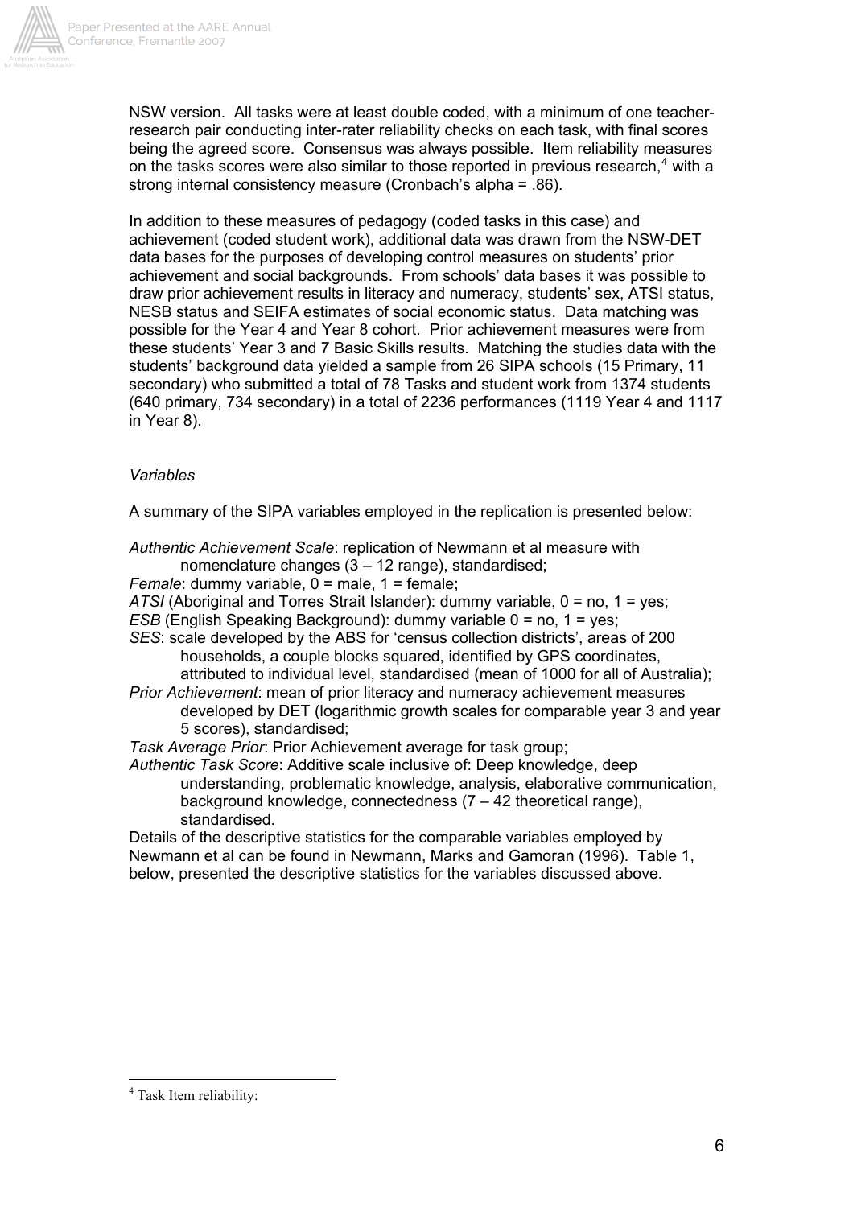NSW version. All tasks were at least double coded, with a minimum of one teacher-research pair conducting inter-rater reliability checks on each task, with final scores being the agreed score. Consensus was always possible. Item reliability measures on the tasks scores were also similar to those reported in previous research,[4] with a strong internal consistency measure (Cronbach's alpha = .86).

In addition to these measures of pedagogy (coded tasks in this case) and achievement (coded student work), additional data was drawn from the NSW-DET data bases for the purposes of developing control measures on students' prior achievement and social backgrounds. From schools' data bases it was possible to draw prior achievement results in literacy and numeracy, students' sex, ATSI status, NESB status and SEIFA estimates of social economic status. Data matching was possible for the Year 4 and Year 8 cohort. Prior achievement measures were from these students' Year 3 and 7 Basic Skills results. Matching the studies data with the students' background data yielded a sample from 26 SIPA schools (15 Primary, 11 secondary) who submitted a total of 78 Tasks and student work from 1374 students (640 primary, 734 secondary) in a total of 2236 performances (1119 Year 4 and 1117 in Year 8).

### *Variables*

A summary of the SIPA variables employed in the replication is presented below:

*Authentic Achievement Scale*: replication of Newmann et al measure with nomenclature changes (3 – 12 range), standardised;

*Female*: dummy variable, 0 = male, 1 = female;

*ATSI* (Aboriginal and Torres Strait Islander): dummy variable, 0 = no, 1 = yes;

*ESB* (English Speaking Background): dummy variable 0 = no, 1 = yes;

*SES*: scale developed by the ABS for 'census collection districts', areas of 200 households, a couple blocks squared, identified by GPS coordinates, attributed to individual level, standardised (mean of 1000 for all of Australia);

*Prior Achievement*: mean of prior literacy and numeracy achievement measures developed by DET (logarithmic growth scales for comparable year 3 and year 5 scores), standardised;

*Task Average Prior*: Prior Achievement average for task group;

*Authentic Task Score*: Additive scale inclusive of: Deep knowledge, deep understanding, problematic knowledge, analysis, elaborative communication, background knowledge, connectedness (7 – 42 theoretical range), standardised.

Details of the descriptive statistics for the comparable variables employed by Newmann et al can be found in Newmann, Marks and Gamoran (1996). Table 1, below, presented the descriptive statistics for the variables discussed above.

---

[4] Task Item reliability: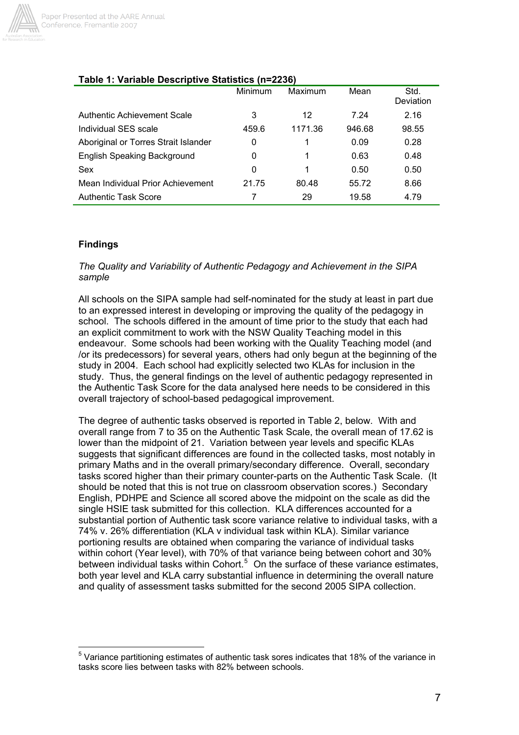**Table 1: Variable Descriptive Statistics (n=2236)**

| | Minimum | Maximum | Mean | Std. Deviation |
|---|---|---|---|---|
| Authentic Achievement Scale | 3 | 12 | 7.24 | 2.16 |
| Individual SES scale | 459.6 | 1171.36 | 946.68 | 98.55 |
| Aboriginal or Torres Strait Islander | 0 | 1 | 0.09 | 0.28 |
| English Speaking Background | 0 | 1 | 0.63 | 0.48 |
| Sex | 0 | 1 | 0.50 | 0.50 |
| Mean Individual Prior Achievement | 21.75 | 80.48 | 55.72 | 8.66 |
| Authentic Task Score | 7 | 29 | 19.58 | 4.79 |

## Findings

*The Quality and Variability of Authentic Pedagogy and Achievement in the SIPA sample*

All schools on the SIPA sample had self-nominated for the study at least in part due to an expressed interest in developing or improving the quality of the pedagogy in school. The schools differed in the amount of time prior to the study that each had an explicit commitment to work with the NSW Quality Teaching model in this endeavour. Some schools had been working with the Quality Teaching model (and /or its predecessors) for several years, others had only begun at the beginning of the study in 2004. Each school had explicitly selected two KLAs for inclusion in the study. Thus, the general findings on the level of authentic pedagogy represented in the Authentic Task Score for the data analysed here needs to be considered in this overall trajectory of school-based pedagogical improvement.

The degree of authentic tasks observed is reported in Table 2, below. With and overall range from 7 to 35 on the Authentic Task Scale, the overall mean of 17.62 is lower than the midpoint of 21. Variation between year levels and specific KLAs suggests that significant differences are found in the collected tasks, most notably in primary Maths and in the overall primary/secondary difference. Overall, secondary tasks scored higher than their primary counter-parts on the Authentic Task Scale. (It should be noted that this is not true on classroom observation scores.) Secondary English, PDHPE and Science all scored above the midpoint on the scale as did the single HSIE task submitted for this collection. KLA differences accounted for a substantial portion of Authentic task score variance relative to individual tasks, with a 74% v. 26% differentiation (KLA v individual task within KLA). Similar variance portioning results are obtained when comparing the variance of individual tasks within cohort (Year level), with 70% of that variance being between cohort and 30% between individual tasks within Cohort.[5] On the surface of these variance estimates, both year level and KLA carry substantial influence in determining the overall nature and quality of assessment tasks submitted for the second 2005 SIPA collection.

[5] Variance partitioning estimates of authentic task sores indicates that 18% of the variance in tasks score lies between tasks with 82% between schools.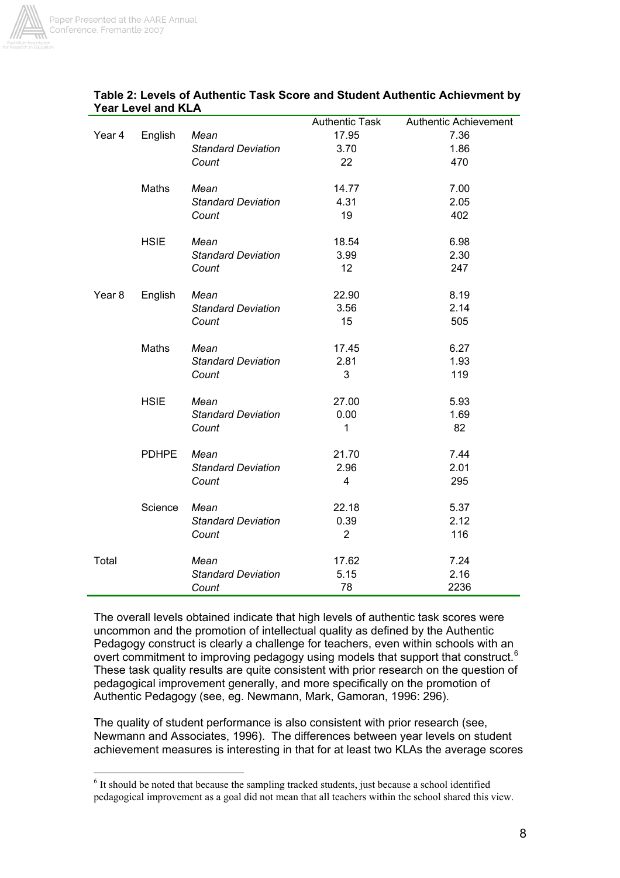**Table 2: Levels of Authentic Task Score and Student Authentic Achievment by Year Level and KLA**

| | | | Authentic Task | Authentic Achievement |
|---|---|---|---|---|
| Year 4 | English | *Mean* | 17.95 | 7.36 |
| | | *Standard Deviation* | 3.70 | 1.86 |
| | | *Count* | 22 | 470 |
| | Maths | *Mean* | 14.77 | 7.00 |
| | | *Standard Deviation* | 4.31 | 2.05 |
| | | *Count* | 19 | 402 |
| | HSIE | *Mean* | 18.54 | 6.98 |
| | | *Standard Deviation* | 3.99 | 2.30 |
| | | *Count* | 12 | 247 |
| Year 8 | English | *Mean* | 22.90 | 8.19 |
| | | *Standard Deviation* | 3.56 | 2.14 |
| | | *Count* | 15 | 505 |
| | Maths | *Mean* | 17.45 | 6.27 |
| | | *Standard Deviation* | 2.81 | 1.93 |
| | | *Count* | 3 | 119 |
| | HSIE | *Mean* | 27.00 | 5.93 |
| | | *Standard Deviation* | 0.00 | 1.69 |
| | | *Count* | 1 | 82 |
| | PDHPE | *Mean* | 21.70 | 7.44 |
| | | *Standard Deviation* | 2.96 | 2.01 |
| | | *Count* | 4 | 295 |
| | Science | *Mean* | 22.18 | 5.37 |
| | | *Standard Deviation* | 0.39 | 2.12 |
| | | *Count* | 2 | 116 |
| Total | | *Mean* | 17.62 | 7.24 |
| | | *Standard Deviation* | 5.15 | 2.16 |
| | | *Count* | 78 | 2236 |

The overall levels obtained indicate that high levels of authentic task scores were uncommon and the promotion of intellectual quality as defined by the Authentic Pedagogy construct is clearly a challenge for teachers, even within schools with an overt commitment to improving pedagogy using models that support that construct.[6] These task quality results are quite consistent with prior research on the question of pedagogical improvement generally, and more specifically on the promotion of Authentic Pedagogy (see, eg. Newmann, Mark, Gamoran, 1996: 296).

The quality of student performance is also consistent with prior research (see, Newmann and Associates, 1996). The differences between year levels on student achievement measures is interesting in that for at least two KLAs the average scores

[6] It should be noted that because the sampling tracked students, just because a school identified pedagogical improvement as a goal did not mean that all teachers within the school shared this view.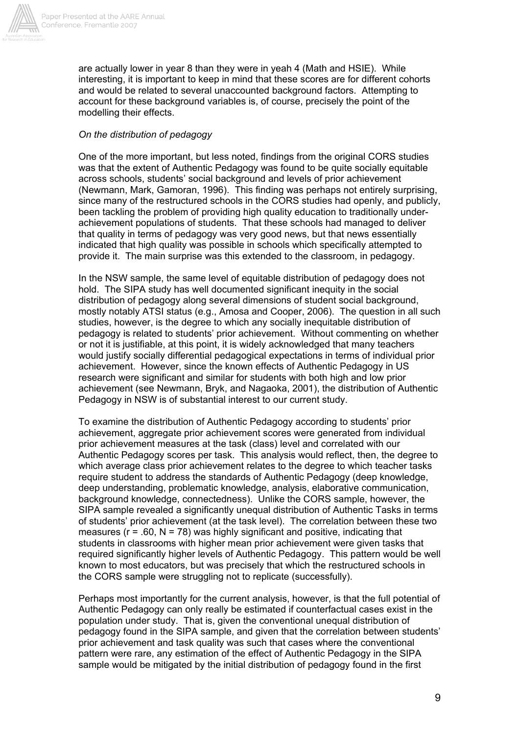are actually lower in year 8 than they were in yeah 4 (Math and HSIE). While interesting, it is important to keep in mind that these scores are for different cohorts and would be related to several unaccounted background factors. Attempting to account for these background variables is, of course, precisely the point of the modelling their effects.

*On the distribution of pedagogy*

One of the more important, but less noted, findings from the original CORS studies was that the extent of Authentic Pedagogy was found to be quite socially equitable across schools, students' social background and levels of prior achievement (Newmann, Mark, Gamoran, 1996). This finding was perhaps not entirely surprising, since many of the restructured schools in the CORS studies had openly, and publicly, been tackling the problem of providing high quality education to traditionally under-achievement populations of students. That these schools had managed to deliver that quality in terms of pedagogy was very good news, but that news essentially indicated that high quality was possible in schools which specifically attempted to provide it. The main surprise was this extended to the classroom, in pedagogy.

In the NSW sample, the same level of equitable distribution of pedagogy does not hold. The SIPA study has well documented significant inequity in the social distribution of pedagogy along several dimensions of student social background, mostly notably ATSI status (e.g., Amosa and Cooper, 2006). The question in all such studies, however, is the degree to which any socially inequitable distribution of pedagogy is related to students' prior achievement. Without commenting on whether or not it is justifiable, at this point, it is widely acknowledged that many teachers would justify socially differential pedagogical expectations in terms of individual prior achievement. However, since the known effects of Authentic Pedagogy in US research were significant and similar for students with both high and low prior achievement (see Newmann, Bryk, and Nagaoka, 2001), the distribution of Authentic Pedagogy in NSW is of substantial interest to our current study.

To examine the distribution of Authentic Pedagogy according to students' prior achievement, aggregate prior achievement scores were generated from individual prior achievement measures at the task (class) level and correlated with our Authentic Pedagogy scores per task. This analysis would reflect, then, the degree to which average class prior achievement relates to the degree to which teacher tasks require student to address the standards of Authentic Pedagogy (deep knowledge, deep understanding, problematic knowledge, analysis, elaborative communication, background knowledge, connectedness). Unlike the CORS sample, however, the SIPA sample revealed a significantly unequal distribution of Authentic Tasks in terms of students' prior achievement (at the task level). The correlation between these two measures ($r = .60$, $N = 78$) was highly significant and positive, indicating that students in classrooms with higher mean prior achievement were given tasks that required significantly higher levels of Authentic Pedagogy. This pattern would be well known to most educators, but was precisely that which the restructured schools in the CORS sample were struggling not to replicate (successfully).

Perhaps most importantly for the current analysis, however, is that the full potential of Authentic Pedagogy can only really be estimated if counterfactual cases exist in the population under study. That is, given the conventional unequal distribution of pedagogy found in the SIPA sample, and given that the correlation between students' prior achievement and task quality was such that cases where the conventional pattern were rare, any estimation of the effect of Authentic Pedagogy in the SIPA sample would be mitigated by the initial distribution of pedagogy found in the first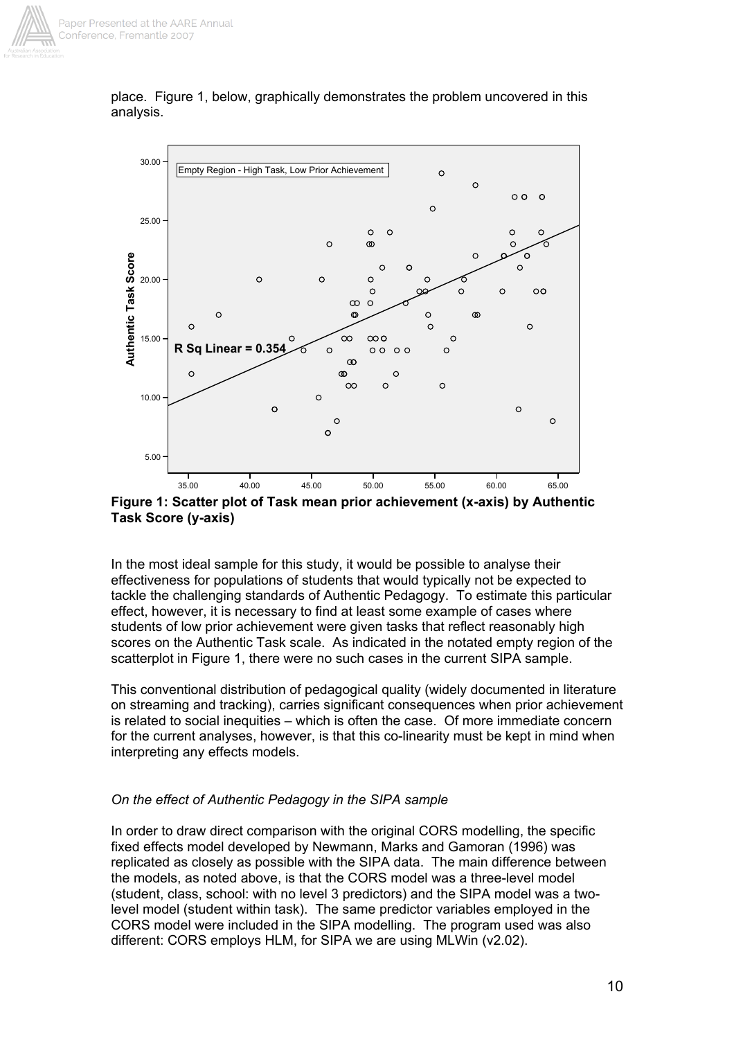place. Figure 1, below, graphically demonstrates the problem uncovered in this analysis.

**Figure 1: Scatter plot of Task mean prior achievement (x-axis) by Authentic Task Score (y-axis)**

In the most ideal sample for this study, it would be possible to analyse their effectiveness for populations of students that would typically not be expected to tackle the challenging standards of Authentic Pedagogy. To estimate this particular effect, however, it is necessary to find at least some example of cases where students of low prior achievement were given tasks that reflect reasonably high scores on the Authentic Task scale. As indicated in the notated empty region of the scatterplot in Figure 1, there were no such cases in the current SIPA sample.

This conventional distribution of pedagogical quality (widely documented in literature on streaming and tracking), carries significant consequences when prior achievement is related to social inequities – which is often the case. Of more immediate concern for the current analyses, however, is that this co-linearity must be kept in mind when interpreting any effects models.

*On the effect of Authentic Pedagogy in the SIPA sample*

In order to draw direct comparison with the original CORS modelling, the specific fixed effects model developed by Newmann, Marks and Gamoran (1996) was replicated as closely as possible with the SIPA data. The main difference between the models, as noted above, is that the CORS model was a three-level model (student, class, school: with no level 3 predictors) and the SIPA model was a two-level model (student within task). The same predictor variables employed in the CORS model were included in the SIPA modelling. The program used was also different: CORS employs HLM, for SIPA we are using MLWin (v2.02).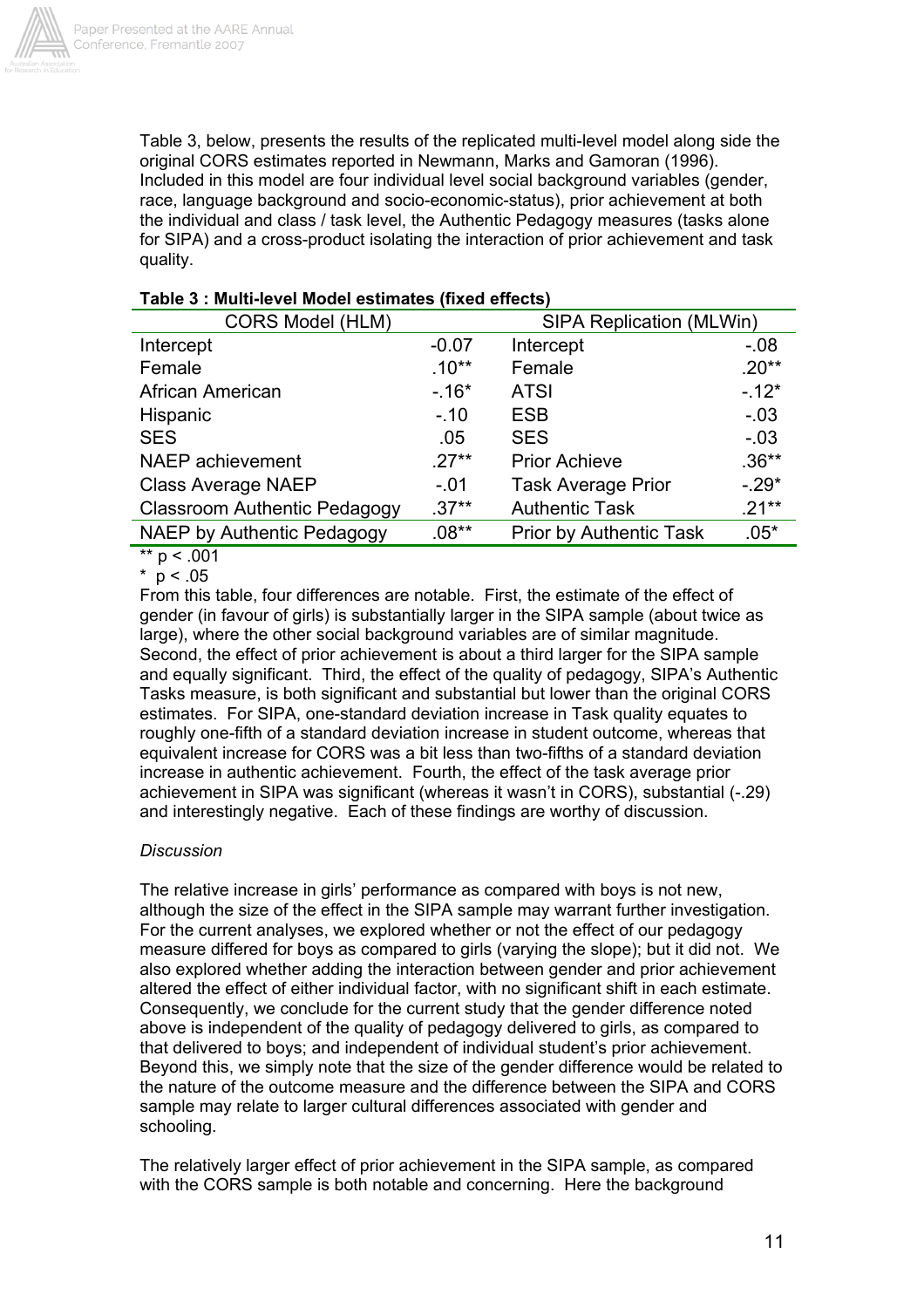Table 3, below, presents the results of the replicated multi-level model along side the original CORS estimates reported in Newmann, Marks and Gamoran (1996). Included in this model are four individual level social background variables (gender, race, language background and socio-economic-status), prior achievement at both the individual and class / task level, the Authentic Pedagogy measures (tasks alone for SIPA) and a cross-product isolating the interaction of prior achievement and task quality.

**Table 3 : Multi-level Model estimates (fixed effects)**

| CORS Model (HLM) | | SIPA Replication (MLWin) | |
|---|---|---|---|
| Intercept | -0.07 | Intercept | -.08 |
| Female | .10** | Female | .20** |
| African American | -.16* | ATSI | -.12* |
| Hispanic | -.10 | ESB | -.03 |
| SES | .05 | SES | -.03 |
| NAEP achievement | .27** | Prior Achieve | .36** |
| Class Average NAEP | -.01 | Task Average Prior | -.29* |
| Classroom Authentic Pedagogy | .37** | Authentic Task | .21** |
| NAEP by Authentic Pedagogy | .08** | Prior by Authentic Task | .05* |

** $p < .001$

* $p < .05$

From this table, four differences are notable. First, the estimate of the effect of gender (in favour of girls) is substantially larger in the SIPA sample (about twice as large), where the other social background variables are of similar magnitude. Second, the effect of prior achievement is about a third larger for the SIPA sample and equally significant. Third, the effect of the quality of pedagogy, SIPA's Authentic Tasks measure, is both significant and substantial but lower than the original CORS estimates. For SIPA, one-standard deviation increase in Task quality equates to roughly one-fifth of a standard deviation increase in student outcome, whereas that equivalent increase for CORS was a bit less than two-fifths of a standard deviation increase in authentic achievement. Fourth, the effect of the task average prior achievement in SIPA was significant (whereas it wasn't in CORS), substantial (-.29) and interestingly negative. Each of these findings are worthy of discussion.

*Discussion*

The relative increase in girls' performance as compared with boys is not new, although the size of the effect in the SIPA sample may warrant further investigation. For the current analyses, we explored whether or not the effect of our pedagogy measure differed for boys as compared to girls (varying the slope); but it did not. We also explored whether adding the interaction between gender and prior achievement altered the effect of either individual factor, with no significant shift in each estimate. Consequently, we conclude for the current study that the gender difference noted above is independent of the quality of pedagogy delivered to girls, as compared to that delivered to boys; and independent of individual student's prior achievement. Beyond this, we simply note that the size of the gender difference would be related to the nature of the outcome measure and the difference between the SIPA and CORS sample may relate to larger cultural differences associated with gender and schooling.

The relatively larger effect of prior achievement in the SIPA sample, as compared with the CORS sample is both notable and concerning. Here the background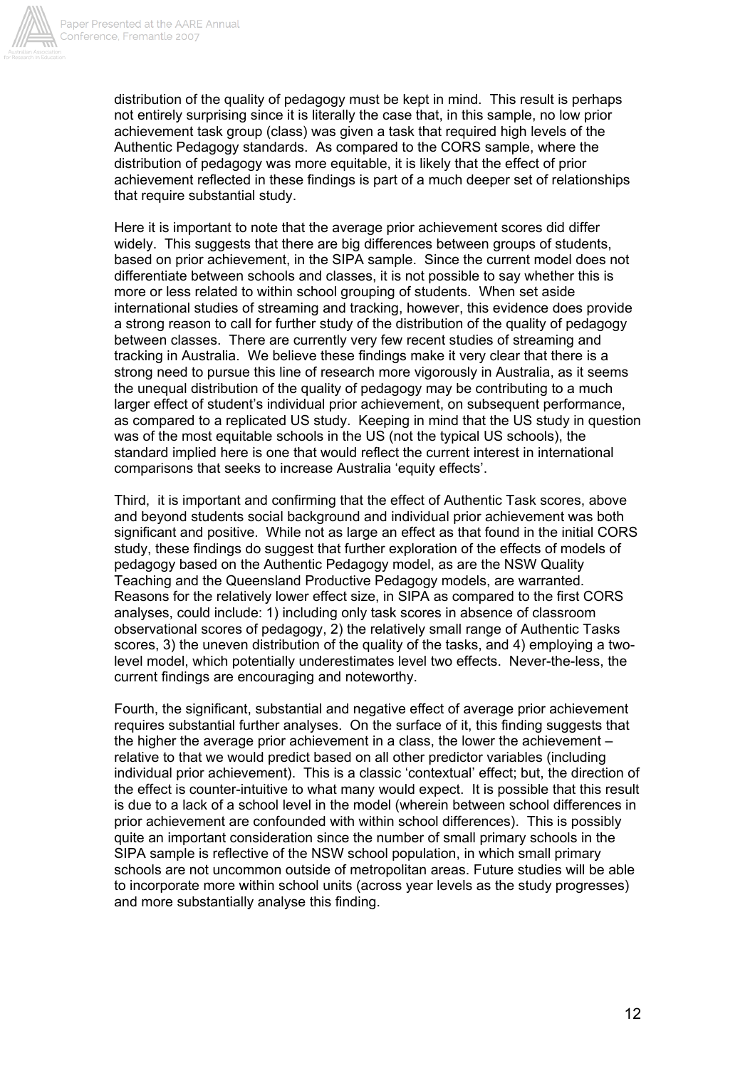distribution of the quality of pedagogy must be kept in mind. This result is perhaps not entirely surprising since it is literally the case that, in this sample, no low prior achievement task group (class) was given a task that required high levels of the Authentic Pedagogy standards. As compared to the CORS sample, where the distribution of pedagogy was more equitable, it is likely that the effect of prior achievement reflected in these findings is part of a much deeper set of relationships that require substantial study.

Here it is important to note that the average prior achievement scores did differ widely. This suggests that there are big differences between groups of students, based on prior achievement, in the SIPA sample. Since the current model does not differentiate between schools and classes, it is not possible to say whether this is more or less related to within school grouping of students. When set aside international studies of streaming and tracking, however, this evidence does provide a strong reason to call for further study of the distribution of the quality of pedagogy between classes. There are currently very few recent studies of streaming and tracking in Australia. We believe these findings make it very clear that there is a strong need to pursue this line of research more vigorously in Australia, as it seems the unequal distribution of the quality of pedagogy may be contributing to a much larger effect of student's individual prior achievement, on subsequent performance, as compared to a replicated US study. Keeping in mind that the US study in question was of the most equitable schools in the US (not the typical US schools), the standard implied here is one that would reflect the current interest in international comparisons that seeks to increase Australia 'equity effects'.

Third, it is important and confirming that the effect of Authentic Task scores, above and beyond students social background and individual prior achievement was both significant and positive. While not as large an effect as that found in the initial CORS study, these findings do suggest that further exploration of the effects of models of pedagogy based on the Authentic Pedagogy model, as are the NSW Quality Teaching and the Queensland Productive Pedagogy models, are warranted. Reasons for the relatively lower effect size, in SIPA as compared to the first CORS analyses, could include: 1) including only task scores in absence of classroom observational scores of pedagogy, 2) the relatively small range of Authentic Tasks scores, 3) the uneven distribution of the quality of the tasks, and 4) employing a two-level model, which potentially underestimates level two effects. Never-the-less, the current findings are encouraging and noteworthy.

Fourth, the significant, substantial and negative effect of average prior achievement requires substantial further analyses. On the surface of it, this finding suggests that the higher the average prior achievement in a class, the lower the achievement – relative to that we would predict based on all other predictor variables (including individual prior achievement). This is a classic 'contextual' effect; but, the direction of the effect is counter-intuitive to what many would expect. It is possible that this result is due to a lack of a school level in the model (wherein between school differences in prior achievement are confounded with within school differences). This is possibly quite an important consideration since the number of small primary schools in the SIPA sample is reflective of the NSW school population, in which small primary schools are not uncommon outside of metropolitan areas. Future studies will be able to incorporate more within school units (across year levels as the study progresses) and more substantially analyse this finding.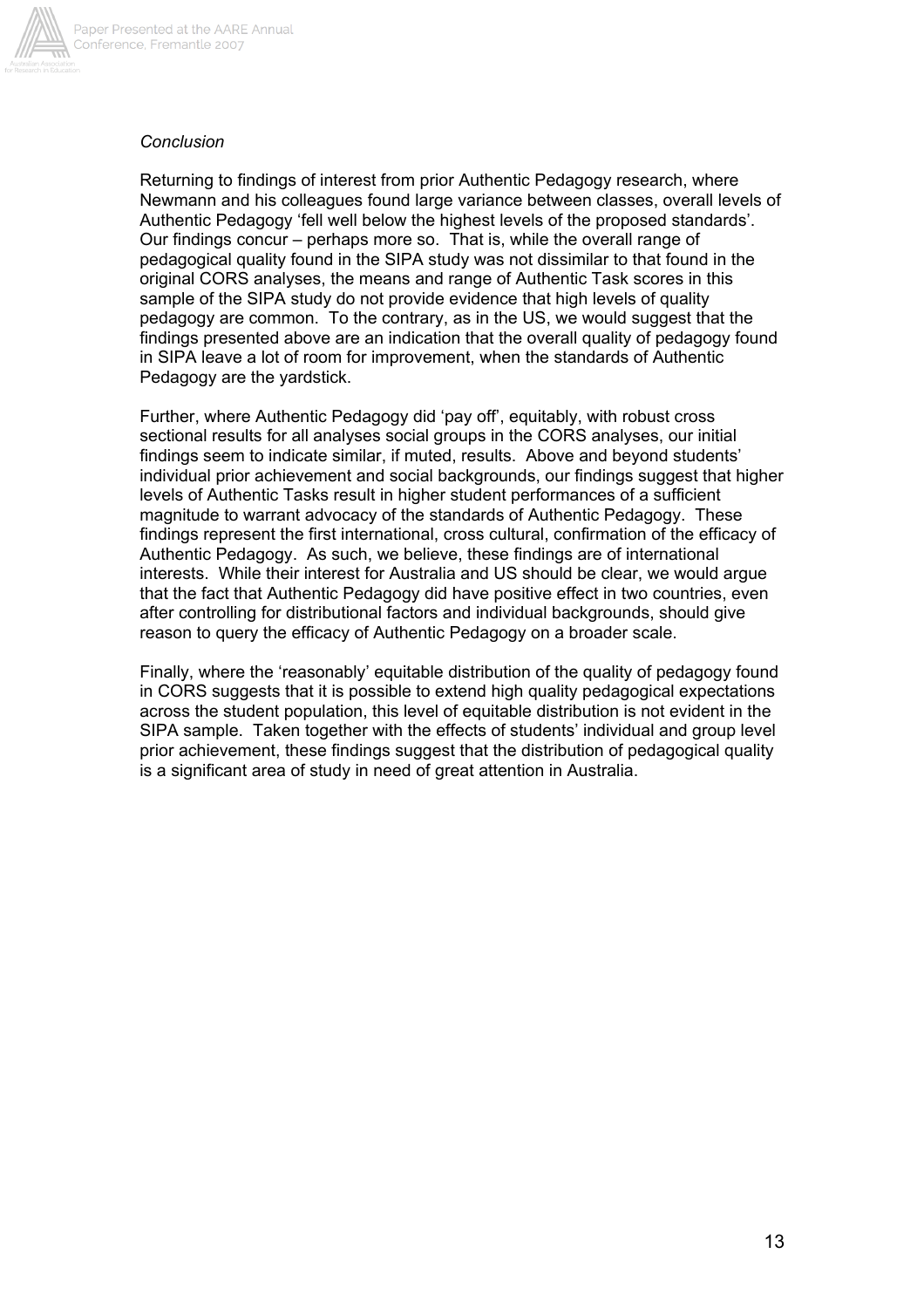*Conclusion*

Returning to findings of interest from prior Authentic Pedagogy research, where Newmann and his colleagues found large variance between classes, overall levels of Authentic Pedagogy 'fell well below the highest levels of the proposed standards'. Our findings concur – perhaps more so. That is, while the overall range of pedagogical quality found in the SIPA study was not dissimilar to that found in the original CORS analyses, the means and range of Authentic Task scores in this sample of the SIPA study do not provide evidence that high levels of quality pedagogy are common. To the contrary, as in the US, we would suggest that the findings presented above are an indication that the overall quality of pedagogy found in SIPA leave a lot of room for improvement, when the standards of Authentic Pedagogy are the yardstick.

Further, where Authentic Pedagogy did 'pay off', equitably, with robust cross sectional results for all analyses social groups in the CORS analyses, our initial findings seem to indicate similar, if muted, results. Above and beyond students' individual prior achievement and social backgrounds, our findings suggest that higher levels of Authentic Tasks result in higher student performances of a sufficient magnitude to warrant advocacy of the standards of Authentic Pedagogy. These findings represent the first international, cross cultural, confirmation of the efficacy of Authentic Pedagogy. As such, we believe, these findings are of international interests. While their interest for Australia and US should be clear, we would argue that the fact that Authentic Pedagogy did have positive effect in two countries, even after controlling for distributional factors and individual backgrounds, should give reason to query the efficacy of Authentic Pedagogy on a broader scale.

Finally, where the 'reasonably' equitable distribution of the quality of pedagogy found in CORS suggests that it is possible to extend high quality pedagogical expectations across the student population, this level of equitable distribution is not evident in the SIPA sample. Taken together with the effects of students' individual and group level prior achievement, these findings suggest that the distribution of pedagogical quality is a significant area of study in need of great attention in Australia.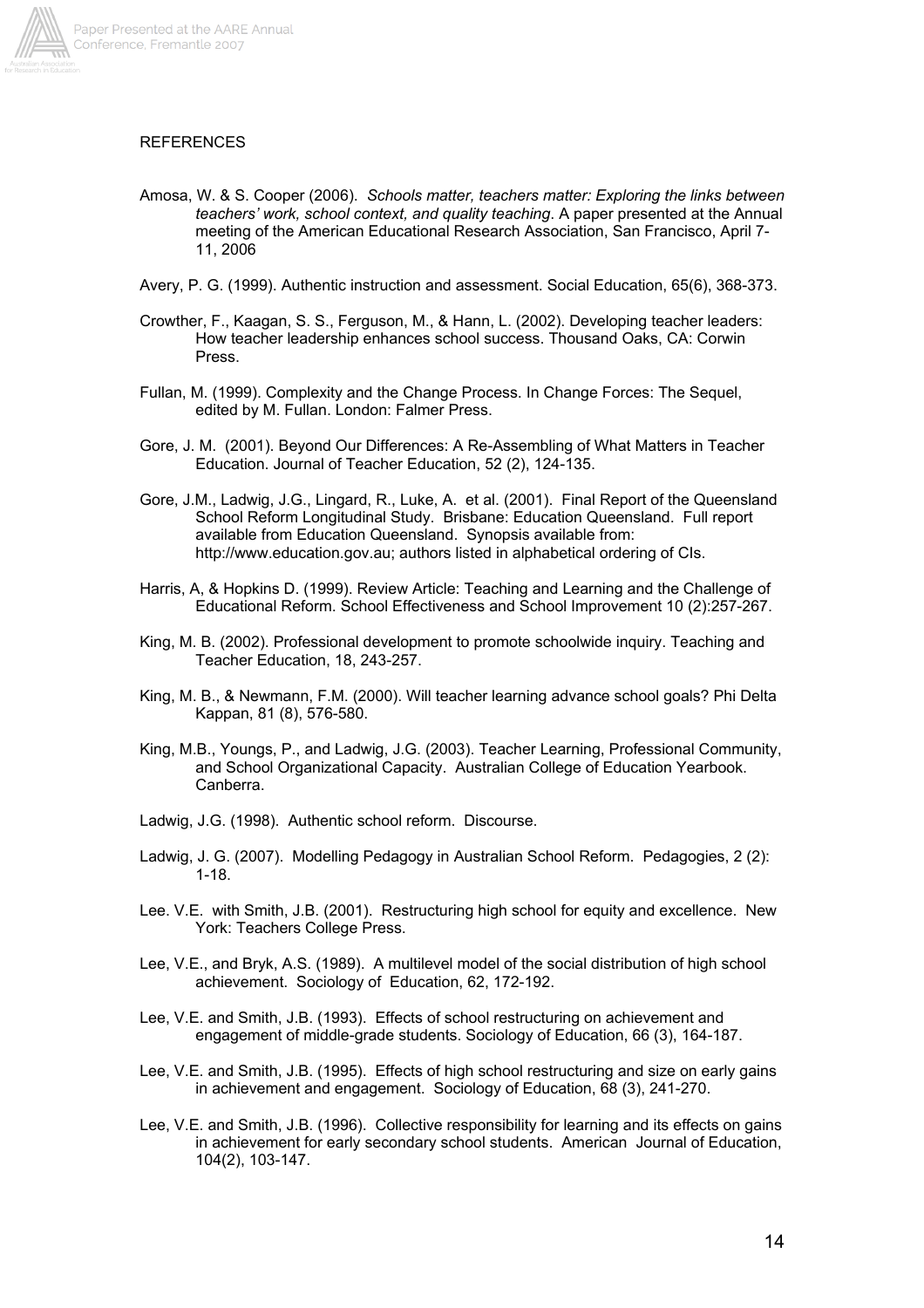REFERENCES

Amosa, W. & S. Cooper (2006). *Schools matter, teachers matter: Exploring the links between teachers' work, school context, and quality teaching*. A paper presented at the Annual meeting of the American Educational Research Association, San Francisco, April 7-11, 2006

Avery, P. G. (1999). Authentic instruction and assessment. Social Education, 65(6), 368-373.

Crowther, F., Kaagan, S. S., Ferguson, M., & Hann, L. (2002). Developing teacher leaders: How teacher leadership enhances school success. Thousand Oaks, CA: Corwin Press.

Fullan, M. (1999). Complexity and the Change Process. In Change Forces: The Sequel, edited by M. Fullan. London: Falmer Press.

Gore, J. M. (2001). Beyond Our Differences: A Re-Assembling of What Matters in Teacher Education. Journal of Teacher Education, 52 (2), 124-135.

Gore, J.M., Ladwig, J.G., Lingard, R., Luke, A. et al. (2001). Final Report of the Queensland School Reform Longitudinal Study. Brisbane: Education Queensland. Full report available from Education Queensland. Synopsis available from: http://www.education.gov.au; authors listed in alphabetical ordering of CIs.

Harris, A, & Hopkins D. (1999). Review Article: Teaching and Learning and the Challenge of Educational Reform. School Effectiveness and School Improvement 10 (2):257-267.

King, M. B. (2002). Professional development to promote schoolwide inquiry. Teaching and Teacher Education, 18, 243-257.

King, M. B., & Newmann, F.M. (2000). Will teacher learning advance school goals? Phi Delta Kappan, 81 (8), 576-580.

King, M.B., Youngs, P., and Ladwig, J.G. (2003). Teacher Learning, Professional Community, and School Organizational Capacity. Australian College of Education Yearbook. Canberra.

Ladwig, J.G. (1998). Authentic school reform. Discourse.

Ladwig, J. G. (2007). Modelling Pedagogy in Australian School Reform. Pedagogies, 2 (2): 1-18.

Lee. V.E. with Smith, J.B. (2001). Restructuring high school for equity and excellence. New York: Teachers College Press.

Lee, V.E., and Bryk, A.S. (1989). A multilevel model of the social distribution of high school achievement. Sociology of Education, 62, 172-192.

Lee, V.E. and Smith, J.B. (1993). Effects of school restructuring on achievement and engagement of middle-grade students. Sociology of Education, 66 (3), 164-187.

Lee, V.E. and Smith, J.B. (1995). Effects of high school restructuring and size on early gains in achievement and engagement. Sociology of Education, 68 (3), 241-270.

Lee, V.E. and Smith, J.B. (1996). Collective responsibility for learning and its effects on gains in achievement for early secondary school students. American Journal of Education, 104(2), 103-147.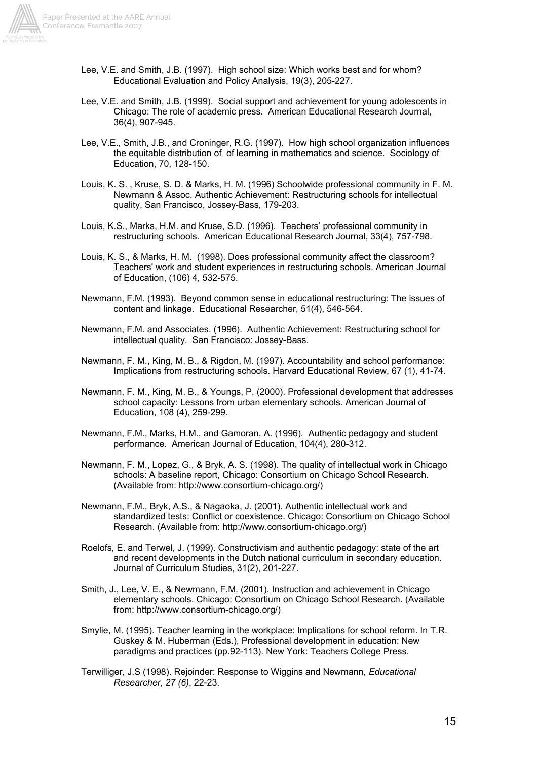Lee, V.E. and Smith, J.B. (1997). High school size: Which works best and for whom? Educational Evaluation and Policy Analysis, 19(3), 205-227.

Lee, V.E. and Smith, J.B. (1999). Social support and achievement for young adolescents in Chicago: The role of academic press. American Educational Research Journal, 36(4), 907-945.

Lee, V.E., Smith, J.B., and Croninger, R.G. (1997). How high school organization influences the equitable distribution of of learning in mathematics and science. Sociology of Education, 70, 128-150.

Louis, K. S. , Kruse, S. D. & Marks, H. M. (1996) Schoolwide professional community in F. M. Newmann & Assoc. Authentic Achievement: Restructuring schools for intellectual quality, San Francisco, Jossey-Bass, 179-203.

Louis, K.S., Marks, H.M. and Kruse, S.D. (1996). Teachers' professional community in restructuring schools. American Educational Research Journal, 33(4), 757-798.

Louis, K. S., & Marks, H. M. (1998). Does professional community affect the classroom? Teachers' work and student experiences in restructuring schools. American Journal of Education, (106) 4, 532-575.

Newmann, F.M. (1993). Beyond common sense in educational restructuring: The issues of content and linkage. Educational Researcher, 51(4), 546-564.

Newmann, F.M. and Associates. (1996). Authentic Achievement: Restructuring school for intellectual quality. San Francisco: Jossey-Bass.

Newmann, F. M., King, M. B., & Rigdon, M. (1997). Accountability and school performance: Implications from restructuring schools. Harvard Educational Review, 67 (1), 41-74.

Newmann, F. M., King, M. B., & Youngs, P. (2000). Professional development that addresses school capacity: Lessons from urban elementary schools. American Journal of Education, 108 (4), 259-299.

Newmann, F.M., Marks, H.M., and Gamoran, A. (1996). Authentic pedagogy and student performance. American Journal of Education, 104(4), 280-312.

Newmann, F. M., Lopez, G., & Bryk, A. S. (1998). The quality of intellectual work in Chicago schools: A baseline report, Chicago: Consortium on Chicago School Research. (Available from: http://www.consortium-chicago.org/)

Newmann, F.M., Bryk, A.S., & Nagaoka, J. (2001). Authentic intellectual work and standardized tests: Conflict or coexistence. Chicago: Consortium on Chicago School Research. (Available from: http://www.consortium-chicago.org/)

Roelofs, E. and Terwel, J. (1999). Constructivism and authentic pedagogy: state of the art and recent developments in the Dutch national curriculum in secondary education. Journal of Curriculum Studies, 31(2), 201-227.

Smith, J., Lee, V. E., & Newmann, F.M. (2001). Instruction and achievement in Chicago elementary schools. Chicago: Consortium on Chicago School Research. (Available from: http://www.consortium-chicago.org/)

Smylie, M. (1995). Teacher learning in the workplace: Implications for school reform. In T.R. Guskey & M. Huberman (Eds.), Professional development in education: New paradigms and practices (pp.92-113). New York: Teachers College Press.

Terwilliger, J.S (1998). Rejoinder: Response to Wiggins and Newmann, *Educational Researcher, 27 (6)*, 22-23.